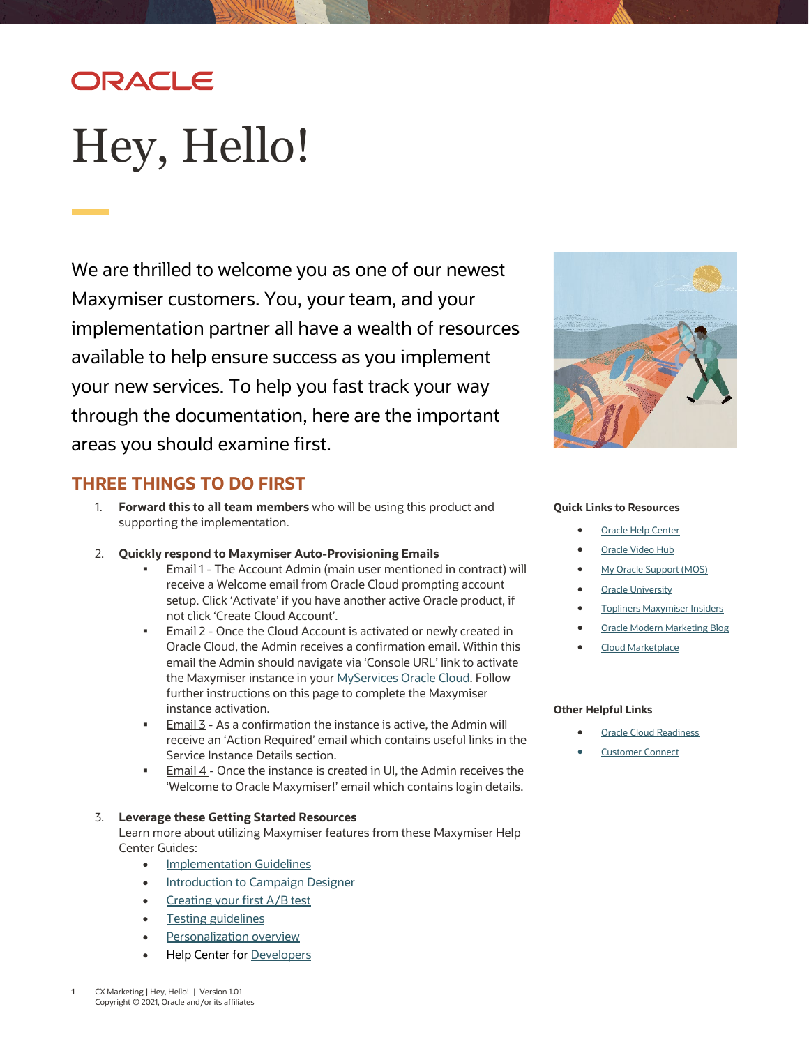ORACLE

# Hey, Hello!

We are thrilled to welcome you as one of our newest Maxymiser customers. You, your team, and your implementation partner all have a wealth of resources available to help ensure success as you implement your new services. To help you fast track your way through the documentation, here are the important areas you should examine first.

## THREE THINGS TO DO FIRST

1. **Forward this to all team members** who will be using this product and supporting the implementation.

2. **Quickly respond to Maxymiser Auto-Provisioning Emails**
   - Email 1 - The Account Admin (main user mentioned in contract) will receive a Welcome email from Oracle Cloud prompting account setup. Click 'Activate' if you have another active Oracle product, if not click 'Create Cloud Account'.
   - Email 2 - Once the Cloud Account is activated or newly created in Oracle Cloud, the Admin receives a confirmation email. Within this email the Admin should navigate via 'Console URL' link to activate the Maxymiser instance in your MyServices Oracle Cloud. Follow further instructions on this page to complete the Maxymiser instance activation.
   - Email 3 - As a confirmation the instance is active, the Admin will receive an 'Action Required' email which contains useful links in the Service Instance Details section.
   - Email 4 - Once the instance is created in UI, the Admin receives the 'Welcome to Oracle Maxymiser!' email which contains login details.

3. **Leverage these Getting Started Resources**
   Learn more about utilizing Maxymiser features from these Maxymiser Help Center Guides:
   - Implementation Guidelines
   - Introduction to Campaign Designer
   - Creating your first A/B test
   - Testing guidelines
   - Personalization overview
   - Help Center for Developers

**Quick Links to Resources**

- Oracle Help Center
- Oracle Video Hub
- My Oracle Support (MOS)
- Oracle University
- Topliners Maxymiser Insiders
- Oracle Modern Marketing Blog
- Cloud Marketplace

**Other Helpful Links**

- Oracle Cloud Readiness
- Customer Connect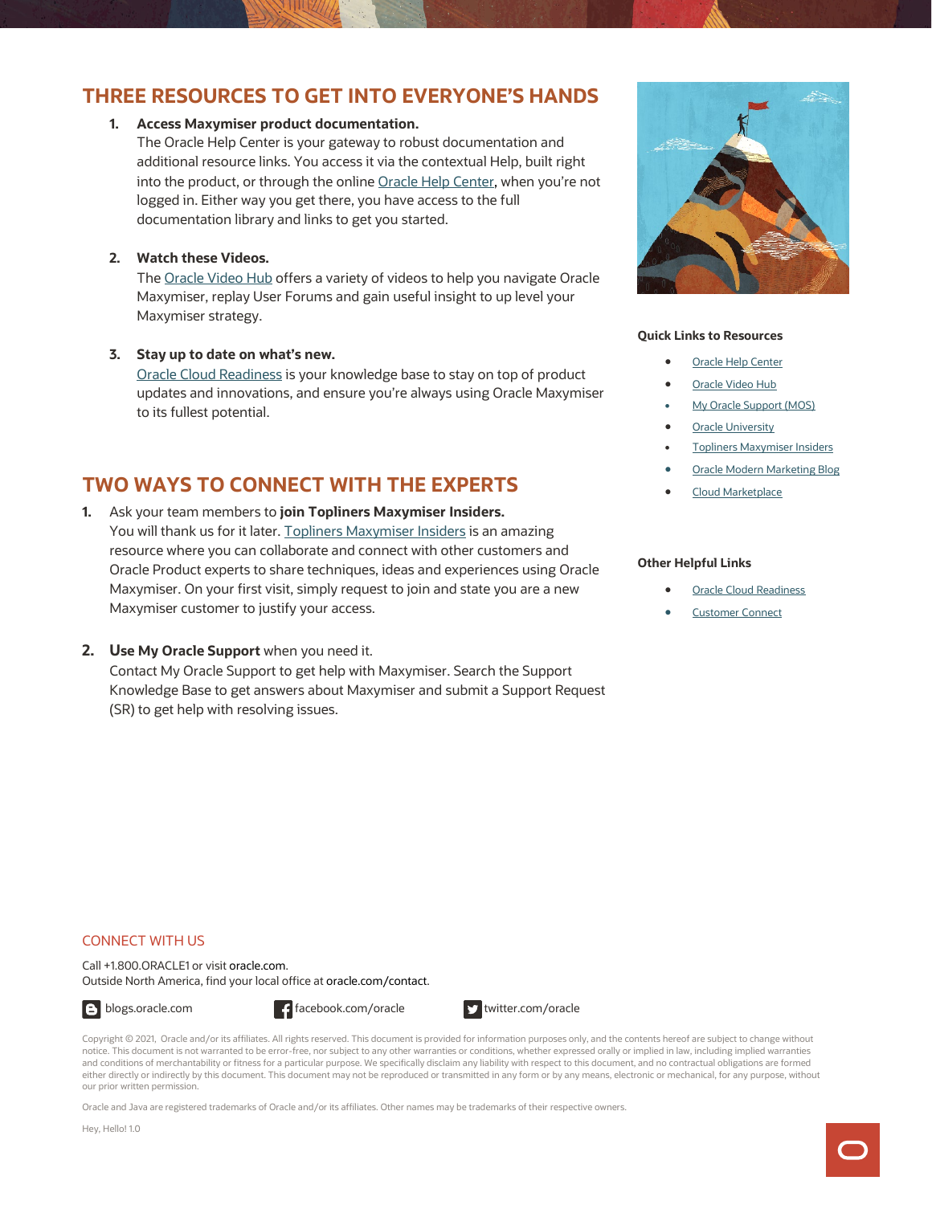## THREE RESOURCES TO GET INTO EVERYONE'S HANDS

1. **Access Maxymiser product documentation.**
   The Oracle Help Center is your gateway to robust documentation and additional resource links. You access it via the contextual Help, built right into the product, or through the online Oracle Help Center, when you're not logged in. Either way you get there, you have access to the full documentation library and links to get you started.

2. **Watch these Videos.**
   The Oracle Video Hub offers a variety of videos to help you navigate Oracle Maxymiser, replay User Forums and gain useful insight to up level your Maxymiser strategy.

3. **Stay up to date on what's new.**
   Oracle Cloud Readiness is your knowledge base to stay on top of product updates and innovations, and ensure you're always using Oracle Maxymiser to its fullest potential.

## TWO WAYS TO CONNECT WITH THE EXPERTS

1. Ask your team members to **join Topliners Maxymiser Insiders.**
   You will thank us for it later. Topliners Maxymiser Insiders is an amazing resource where you can collaborate and connect with other customers and Oracle Product experts to share techniques, ideas and experiences using Oracle Maxymiser. On your first visit, simply request to join and state you are a new Maxymiser customer to justify your access.

2. **Use My Oracle Support** when you need it.
   Contact My Oracle Support to get help with Maxymiser. Search the Support Knowledge Base to get answers about Maxymiser and submit a Support Request (SR) to get help with resolving issues.

**Quick Links to Resources**

- Oracle Help Center
- Oracle Video Hub
- My Oracle Support (MOS)
- Oracle University
- Topliners Maxymiser Insiders
- Oracle Modern Marketing Blog
- Cloud Marketplace

**Other Helpful Links**

- Oracle Cloud Readiness
- Customer Connect

CONNECT WITH US

Call +1.800.ORACLE1 or visit oracle.com.
Outside North America, find your local office at oracle.com/contact.

blogs.oracle.com    facebook.com/oracle    twitter.com/oracle

Copyright © 2021, Oracle and/or its affiliates. All rights reserved. This document is provided for information purposes only, and the contents hereof are subject to change without notice. This document is not warranted to be error-free, nor subject to any other warranties or conditions, whether expressed orally or implied in law, including implied warranties and conditions of merchantability or fitness for a particular purpose. We specifically disclaim any liability with respect to this document, and no contractual obligations are formed either directly or indirectly by this document. This document may not be reproduced or transmitted in any form or by any means, electronic or mechanical, for any purpose, without our prior written permission.

Oracle and Java are registered trademarks of Oracle and/or its affiliates. Other names may be trademarks of their respective owners.

Hey, Hello! 1.0